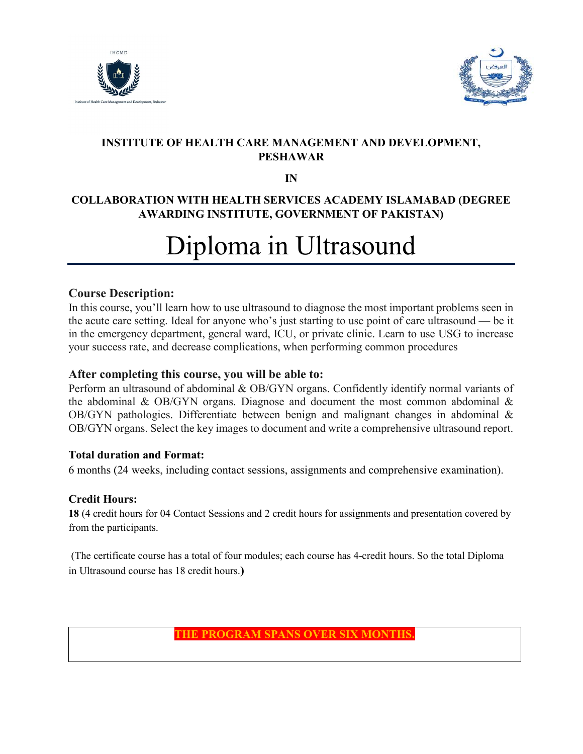IHCMD

Institute of Health Care Management and Development, Peshawar

**INSTITUTE OF HEALTH CARE MANAGEMENT AND DEVELOPMENT, PESHAWAR**

**IN**

**COLLABORATION WITH HEALTH SERVICES ACADEMY ISLAMABAD (DEGREE AWARDING INSTITUTE, GOVERNMENT OF PAKISTAN)**

# Diploma in Ultrasound

## Course Description:

In this course, you'll learn how to use ultrasound to diagnose the most important problems seen in the acute care setting. Ideal for anyone who's just starting to use point of care ultrasound — be it in the emergency department, general ward, ICU, or private clinic. Learn to use USG to increase your success rate, and decrease complications, when performing common procedures

## After completing this course, you will be able to:

Perform an ultrasound of abdominal & OB/GYN organs. Confidently identify normal variants of the abdominal & OB/GYN organs. Diagnose and document the most common abdominal & OB/GYN pathologies. Differentiate between benign and malignant changes in abdominal & OB/GYN organs. Select the key images to document and write a comprehensive ultrasound report.

### Total duration and Format:

6 months (24 weeks, including contact sessions, assignments and comprehensive examination).

### Credit Hours:

**18** (4 credit hours for 04 Contact Sessions and 2 credit hours for assignments and presentation covered by from the participants.

(The certificate course has a total of four modules; each course has 4-credit hours. So the total Diploma in Ultrasound course has 18 credit hours.**)**

**THE PROGRAM SPANS OVER SIX MONTHS.**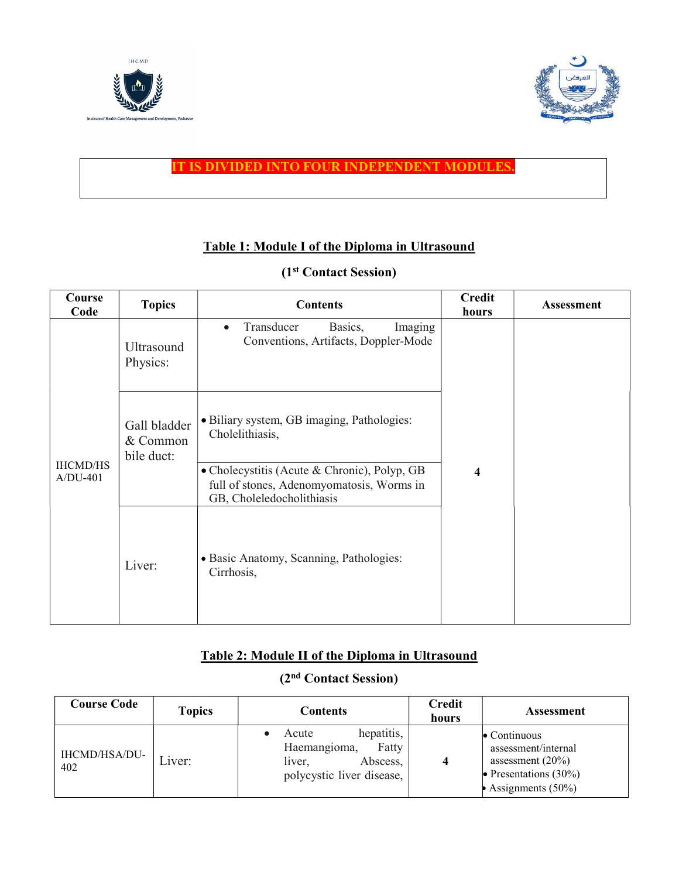**IT IS DIVIDED INTO FOUR INDEPENDENT MODULES.**

## Table 1: Module I of the Diploma in Ultrasound

### (1st Contact Session)

| Course Code | Topics | Contents | Credit hours | Assessment |
|---|---|---|---|---|
| IHCMD/HSA/DU-401 | Ultrasound Physics: | • Transducer Basics, Imaging Conventions, Artifacts, Doppler-Mode | 4 | |
| | Gall bladder & Common bile duct: | • Biliary system, GB imaging, Pathologies: Cholelithiasis, | | |
| | | • Cholecystitis (Acute & Chronic), Polyp, GB full of stones, Adenomyomatosis, Worms in GB, Choledocholithiasis | | |
| | Liver: | • Basic Anatomy, Scanning, Pathologies: Cirrhosis, | | |

## Table 2: Module II of the Diploma in Ultrasound

### (2nd Contact Session)

| Course Code | Topics | Contents | Credit hours | Assessment |
|---|---|---|---|---|
| IHCMD/HSA/DU-402 | Liver: | • Acute hepatitis, Haemangioma, Fatty liver, Abscess, polycystic liver disease, | 4 | • Continuous assessment/internal assessment (20%)<br>• Presentations (30%)<br>• Assignments (50%) |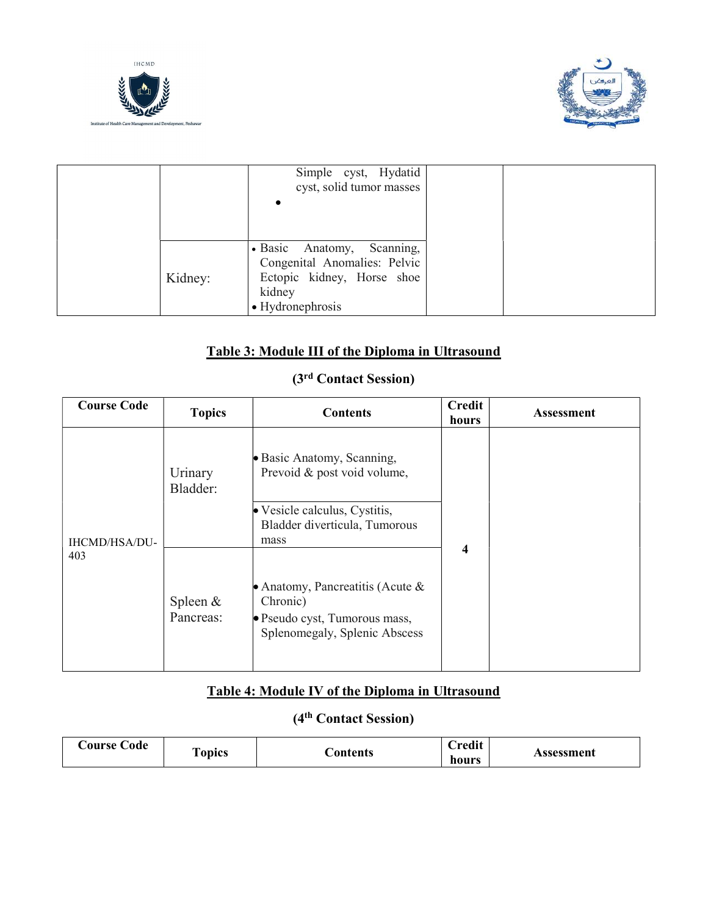| | | Simple cyst, Hydatid cyst, solid tumor masses<br>• | | |
|---|---|---|---|---|
| | Kidney: | • Basic Anatomy, Scanning, Congenital Anomalies: Pelvic Ectopic kidney, Horse shoe kidney<br>• Hydronephrosis | | |

## Table 3: Module III of the Diploma in Ultrasound

### (3rd Contact Session)

| Course Code | Topics | Contents | Credit hours | Assessment |
|---|---|---|---|---|
| IHCMD/HSA/DU-403 | Urinary Bladder: | • Basic Anatomy, Scanning, Prevoid & post void volume, | 4 | |
| | | • Vesicle calculus, Cystitis, Bladder diverticula, Tumorous mass | | |
| | Spleen & Pancreas: | • Anatomy, Pancreatitis (Acute & Chronic)<br>• Pseudo cyst, Tumorous mass, Splenomegaly, Splenic Abscess | | |

## Table 4: Module IV of the Diploma in Ultrasound

### (4th Contact Session)

| Course Code | Topics | Contents | Credit hours | Assessment |
|---|---|---|---|---|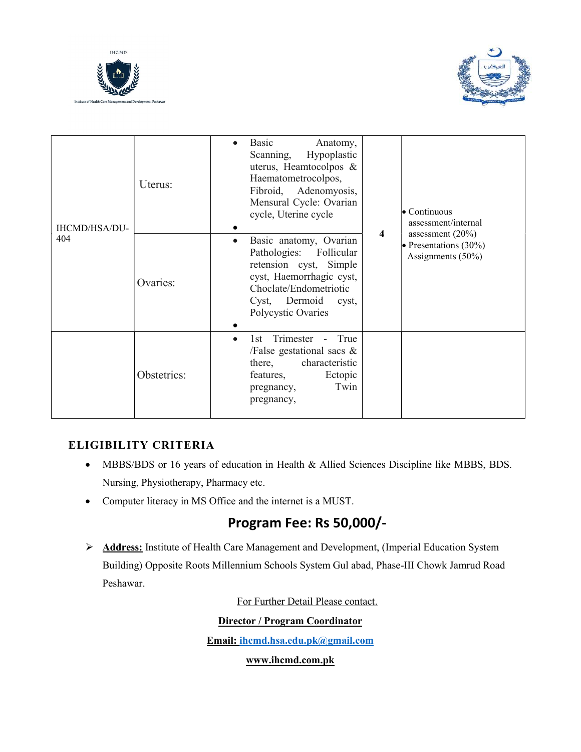| | | | | |
|---|---|---|---|---|
| IHCMD/HSA/DU-404 | Uterus: | • Basic Anatomy, Scanning, Hypoplastic uterus, Heamtocolpos & Haematometrocolpos, Fibroid, Adenomyosis, Mensural Cycle: Ovarian cycle, Uterine cycle<br>• | 4 | • Continuous assessment/internal assessment (20%)<br>• Presentations (30%) Assignments (50%) |
| | Ovaries: | • Basic anatomy, Ovarian Pathologies: Follicular retension cyst, Simple cyst, Haemorrhagic cyst, Choclate/Endometriotic Cyst, Dermoid cyst, Polycystic Ovaries<br>• | | |
| | Obstetrics: | • 1st Trimester - True /False gestational sacs & there, characteristic features, Ectopic pregnancy, Twin pregnancy, | | |

## ELIGIBILITY CRITERIA

- MBBS/BDS or 16 years of education in Health & Allied Sciences Discipline like MBBS, BDS. Nursing, Physiotherapy, Pharmacy etc.
- Computer literacy in MS Office and the internet is a MUST.

## Program Fee: Rs 50,000/-

- **Address:** Institute of Health Care Management and Development, (Imperial Education System Building) Opposite Roots Millennium Schools System Gul abad, Phase-III Chowk Jamrud Road Peshawar.

For Further Detail Please contact.

**Director / Program Coordinator**

**Email: ihcmd.hsa.edu.pk@gmail.com**

**www.ihcmd.com.pk**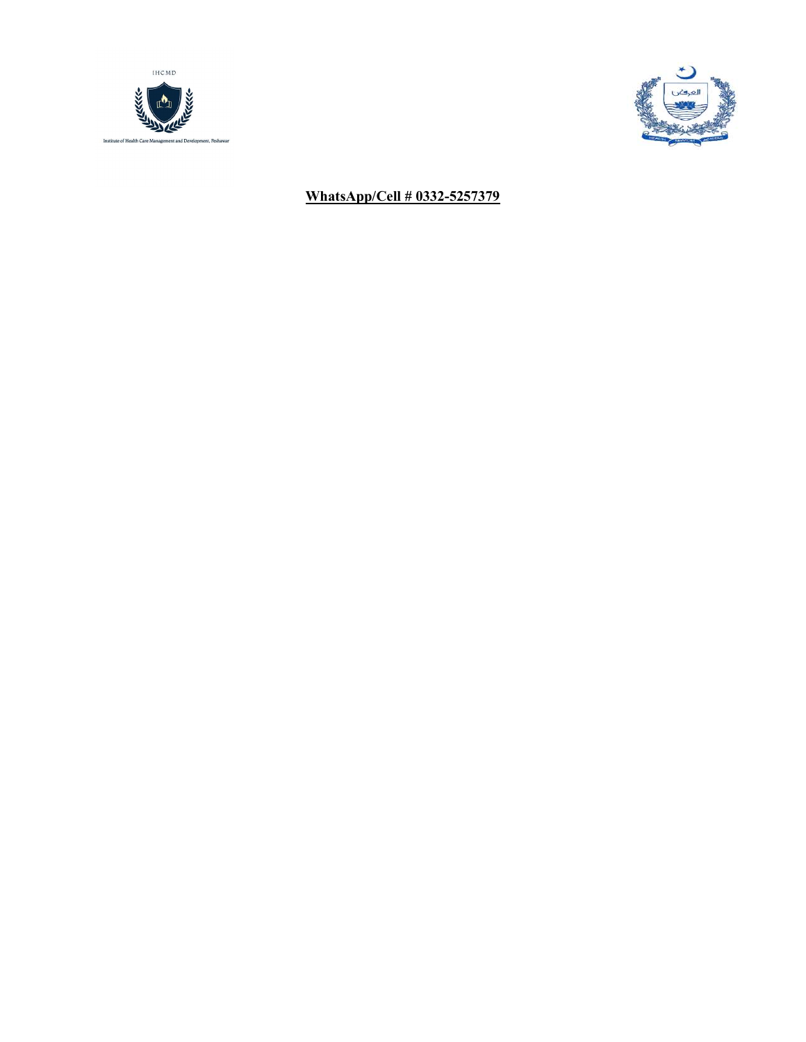IHCMD

Institute of Health Care Management and Development, Peshawar

**<u>WhatsApp/Cell # 0332-5257379</u>**